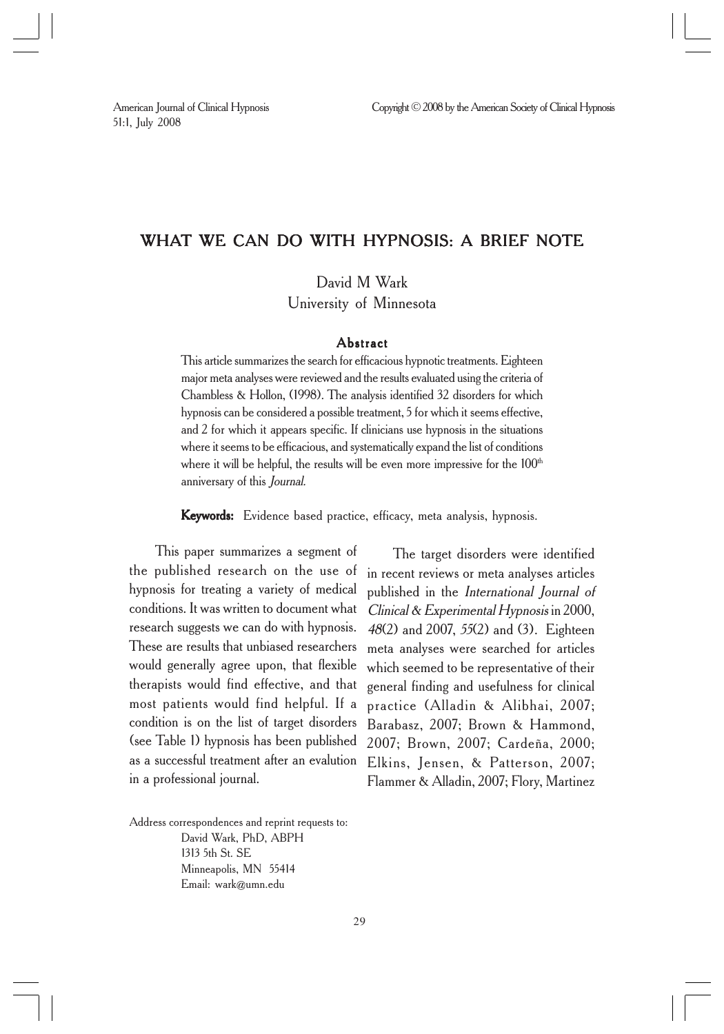# WHAT WE CAN DO WITH HYPNOSIS: A BRIEF NOTE

David M Wark
University of Minnesota

### Abstract

This article summarizes the search for efficacious hypnotic treatments. Eighteen major meta analyses were reviewed and the results evaluated using the criteria of Chambless & Hollon, (1998). The analysis identified 32 disorders for which hypnosis can be considered a possible treatment, 5 for which it seems effective, and 2 for which it appears specific. If clinicians use hypnosis in the situations where it seems to be efficacious, and systematically expand the list of conditions where it will be helpful, the results will be even more impressive for the 100th anniversary of this *Journal*.

**Keywords:** Evidence based practice, efficacy, meta analysis, hypnosis.

This paper summarizes a segment of the published research on the use of hypnosis for treating a variety of medical conditions. It was written to document what research suggests we can do with hypnosis. These are results that unbiased researchers would generally agree upon, that flexible therapists would find effective, and that most patients would find helpful. If a condition is on the list of target disorders (see Table 1) hypnosis has been published as a successful treatment after an evalution in a professional journal.

The target disorders were identified in recent reviews or meta analyses articles published in the *International Journal of Clinical & Experimental Hypnosis* in 2000, *48*(2) and 2007, *55*(2) and (3). Eighteen meta analyses were searched for articles which seemed to be representative of their general finding and usefulness for clinical practice (Alladin & Alibhai, 2007; Barabasz, 2007; Brown & Hammond, 2007; Brown, 2007; Cardeña, 2000; Elkins, Jensen, & Patterson, 2007; Flammer & Alladin, 2007; Flory, Martinez

Address correspondences and reprint requests to:
David Wark, PhD, ABPH
1313 5th St. SE
Minneapolis, MN 55414
Email: wark@umn.edu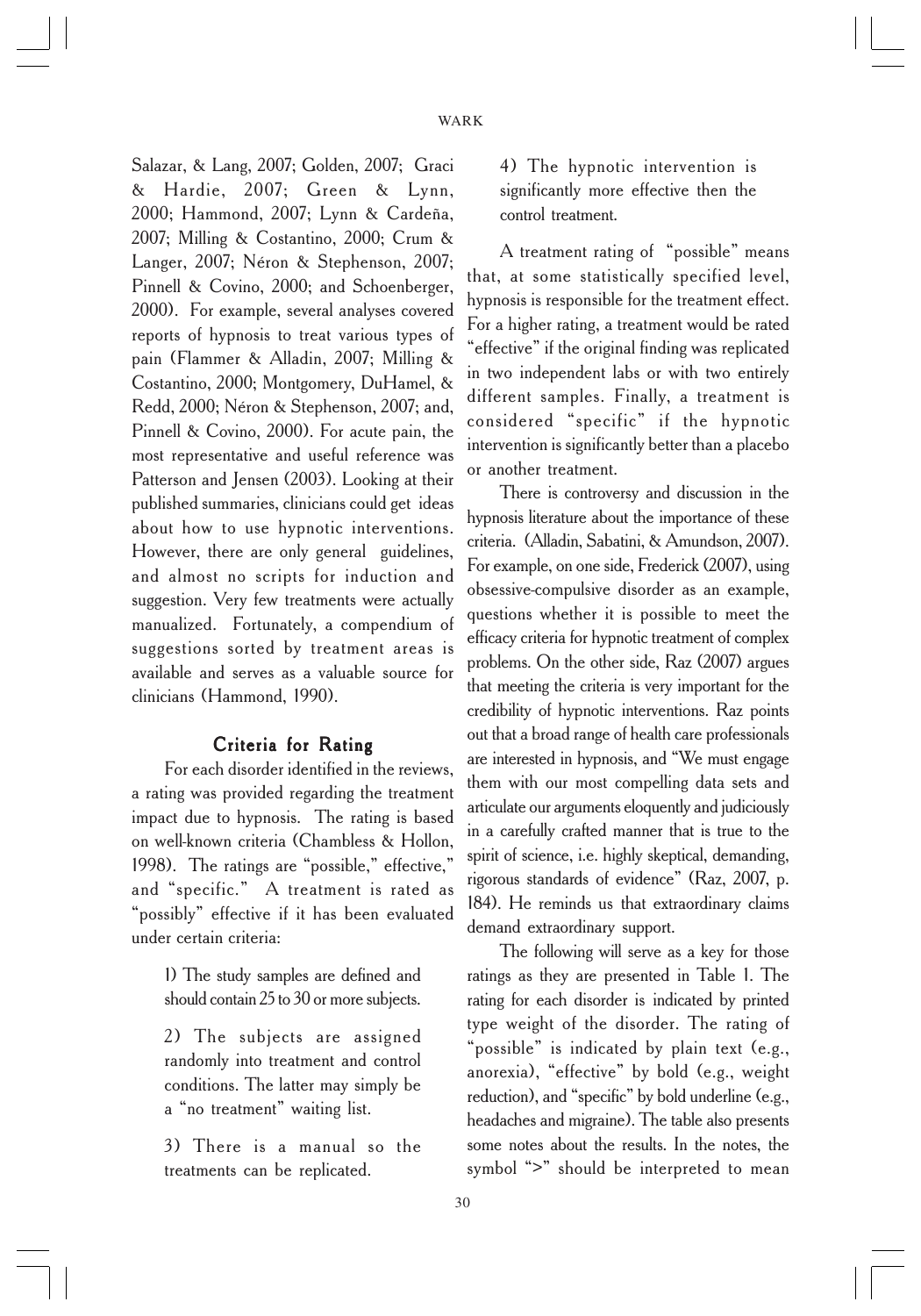Salazar, & Lang, 2007; Golden, 2007; Graci & Hardie, 2007; Green & Lynn, 2000; Hammond, 2007; Lynn & Cardeña, 2007; Milling & Costantino, 2000; Crum & Langer, 2007; Néron & Stephenson, 2007; Pinnell & Covino, 2000; and Schoenberger, 2000). For example, several analyses covered reports of hypnosis to treat various types of pain (Flammer & Alladin, 2007; Milling & Costantino, 2000; Montgomery, DuHamel, & Redd, 2000; Néron & Stephenson, 2007; and, Pinnell & Covino, 2000). For acute pain, the most representative and useful reference was Patterson and Jensen (2003). Looking at their published summaries, clinicians could get ideas about how to use hypnotic interventions. However, there are only general guidelines, and almost no scripts for induction and suggestion. Very few treatments were actually manualized. Fortunately, a compendium of suggestions sorted by treatment areas is available and serves as a valuable source for clinicians (Hammond, 1990).

## Criteria for Rating

For each disorder identified in the reviews, a rating was provided regarding the treatment impact due to hypnosis. The rating is based on well-known criteria (Chambless & Hollon, 1998). The ratings are "possible," effective," and "specific." A treatment is rated as "possibly" effective if it has been evaluated under certain criteria:

1) The study samples are defined and should contain 25 to 30 or more subjects.

2) The subjects are assigned randomly into treatment and control conditions. The latter may simply be a "no treatment" waiting list.

3) There is a manual so the treatments can be replicated.

4) The hypnotic intervention is significantly more effective then the control treatment.

A treatment rating of "possible" means that, at some statistically specified level, hypnosis is responsible for the treatment effect. For a higher rating, a treatment would be rated "effective" if the original finding was replicated in two independent labs or with two entirely different samples. Finally, a treatment is considered "specific" if the hypnotic intervention is significantly better than a placebo or another treatment.

There is controversy and discussion in the hypnosis literature about the importance of these criteria. (Alladin, Sabatini, & Amundson, 2007). For example, on one side, Frederick (2007), using obsessive-compulsive disorder as an example, questions whether it is possible to meet the efficacy criteria for hypnotic treatment of complex problems. On the other side, Raz (2007) argues that meeting the criteria is very important for the credibility of hypnotic interventions. Raz points out that a broad range of health care professionals are interested in hypnosis, and "We must engage them with our most compelling data sets and articulate our arguments eloquently and judiciously in a carefully crafted manner that is true to the spirit of science, i.e. highly skeptical, demanding, rigorous standards of evidence" (Raz, 2007, p. 184). He reminds us that extraordinary claims demand extraordinary support.

The following will serve as a key for those ratings as they are presented in Table 1. The rating for each disorder is indicated by printed type weight of the disorder. The rating of "possible" is indicated by plain text (e.g., anorexia), "effective" by bold (e.g., weight reduction), and "specific" by bold underline (e.g., headaches and migraine). The table also presents some notes about the results. In the notes, the symbol ">" should be interpreted to mean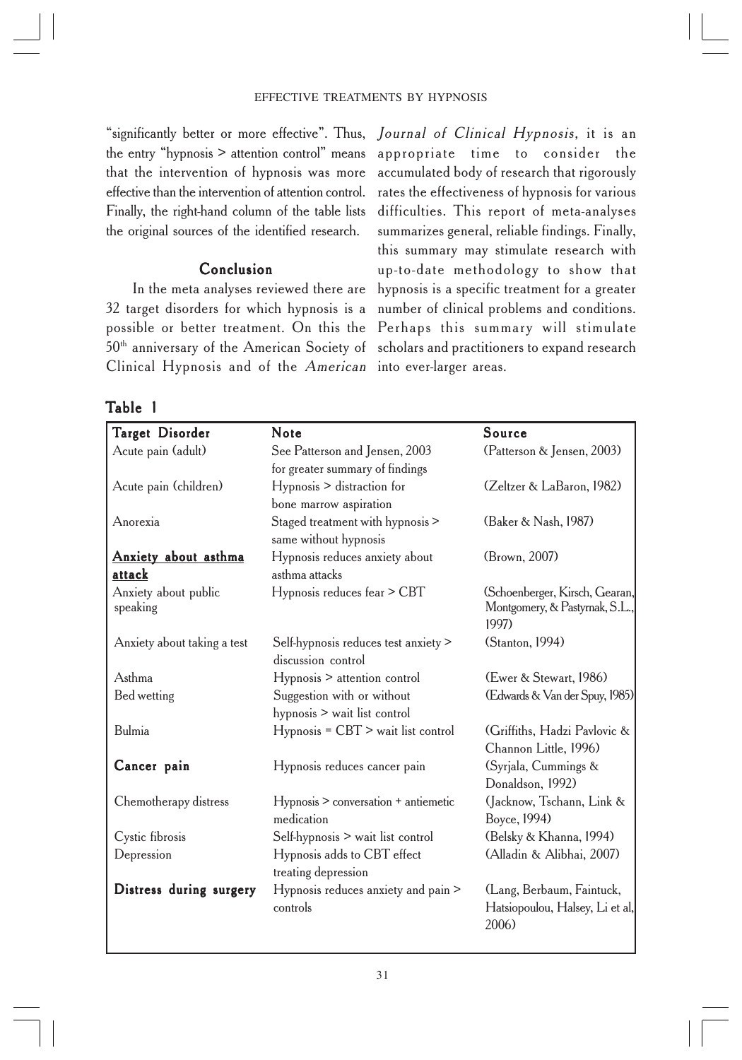"significantly better or more effective". Thus, the entry "hypnosis > attention control" means that the intervention of hypnosis was more effective than the intervention of attention control. Finally, the right-hand column of the table lists the original sources of the identified research.

## Conclusion

In the meta analyses reviewed there are 32 target disorders for which hypnosis is a possible or better treatment. On this the 50th anniversary of the American Society of Clinical Hypnosis and of the *American Journal of Clinical Hypnosis*, it is an appropriate time to consider the accumulated body of research that rigorously rates the effectiveness of hypnosis for various difficulties. This report of meta-analyses summarizes general, reliable findings. Finally, this summary may stimulate research with up-to-date methodology to show that hypnosis is a specific treatment for a greater number of clinical problems and conditions. Perhaps this summary will stimulate scholars and practitioners to expand research into ever-larger areas.

## Table 1

| Target Disorder | Note | Source |
|---|---|---|
| Acute pain (adult) | See Patterson and Jensen, 2003 for greater summary of findings | (Patterson & Jensen, 2003) |
| Acute pain (children) | Hypnosis > distraction for bone marrow aspiration | (Zeltzer & LaBaron, 1982) |
| Anorexia | Staged treatment with hypnosis > same without hypnosis | (Baker & Nash, 1987) |
| **Anxiety about asthma attack** | Hypnosis reduces anxiety about asthma attacks | (Brown, 2007) |
| Anxiety about public speaking | Hypnosis reduces fear > CBT | (Schoenberger, Kirsch, Gearan, Montgomery, & Pastyrnak, S.L., 1997) |
| Anxiety about taking a test | Self-hypnosis reduces test anxiety > discussion control | (Stanton, 1994) |
| Asthma | Hypnosis > attention control | (Ewer & Stewart, 1986) |
| Bed wetting | Suggestion with or without hypnosis > wait list control | (Edwards & Van der Spuy, 1985) |
| Bulmia | Hypnosis = CBT > wait list control | (Griffiths, Hadzi Pavlovic & Channon Little, 1996) |
| **Cancer pain** | Hypnosis reduces cancer pain | (Syrjala, Cummings & Donaldson, 1992) |
| Chemotherapy distress | Hypnosis > conversation + antiemetic medication | (Jacknow, Tschann, Link & Boyce, 1994) |
| Cystic fibrosis | Self-hypnosis > wait list control | (Belsky & Khanna, 1994) |
| Depression | Hypnosis adds to CBT effect treating depression | (Alladin & Alibhai, 2007) |
| **Distress during surgery** | Hypnosis reduces anxiety and pain > controls | (Lang, Berbaum, Faintuck, Hatsiopoulou, Halsey, Li et al, 2006) |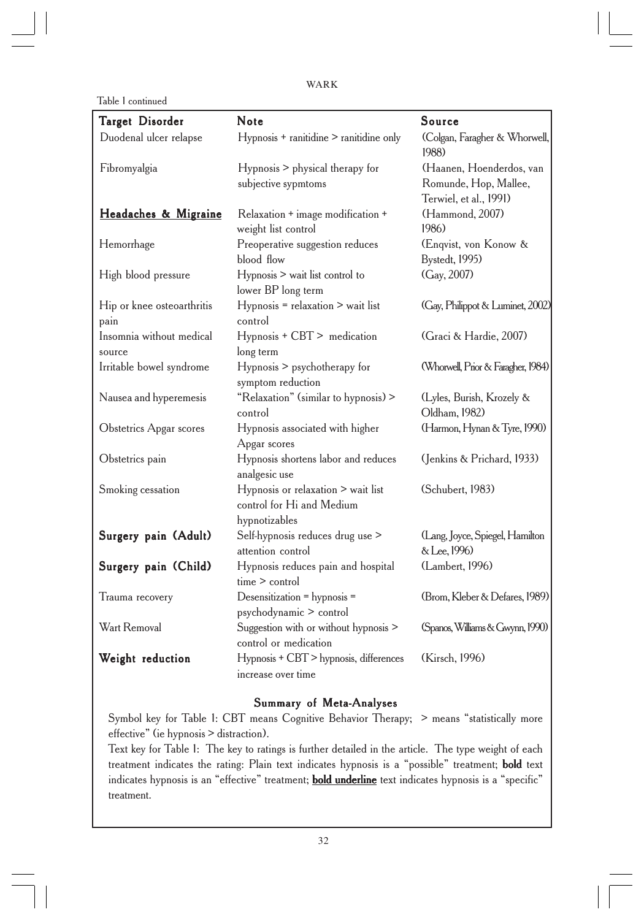Table 1 continued

| Target Disorder | Note | Source |
|---|---|---|
| Duodenal ulcer relapse | Hypnosis + ranitidine > ranitidine only | (Colgan, Faragher & Whorwell, 1988) |
| Fibromyalgia | Hypnosis > physical therapy for subjective sypmtoms | (Haanen, Hoenderdos, van Romunde, Hop, Mallee, Terwiel, et al., 1991) |
| **<u>Headaches & Migraine</u>** | Relaxation + image modification + weight list control | (Hammond, 2007) 1986) |
| Hemorrhage | Preoperative suggestion reduces blood flow | (Enqvist, von Konow & Bystedt, 1995) |
| High blood pressure | Hypnosis > wait list control to lower BP long term | (Gay, 2007) |
| Hip or knee osteoarthritis pain | Hypnosis = relaxation > wait list control | (Gay, Philippot & Luminet, 2002) |
| Insomnia without medical source | Hypnosis + CBT > medication long term | (Graci & Hardie, 2007) |
| Irritable bowel syndrome | Hypnosis > psychotherapy for symptom reduction | (Whorwell, Prior & Faragher, 1984) |
| Nausea and hyperemesis | "Relaxation" (similar to hypnosis) > control | (Lyles, Burish, Krozely & Oldham, 1982) |
| Obstetrics Apgar scores | Hypnosis associated with higher Apgar scores | (Harmon, Hynan & Tyre, 1990) |
| Obstetrics pain | Hypnosis shortens labor and reduces analgesic use | (Jenkins & Prichard, 1933) |
| Smoking cessation | Hypnosis or relaxation > wait list control for Hi and Medium hypnotizables | (Schubert, 1983) |
| **Surgery pain (Adult)** | Self-hypnosis reduces drug use > attention control | (Lang, Joyce, Spiegel, Hamilton & Lee, 1996) |
| **Surgery pain (Child)** | Hypnosis reduces pain and hospital time > control | (Lambert, 1996) |
| Trauma recovery | Desensitization = hypnosis = psychodynamic > control | (Brom, Kleber & Defares, 1989) |
| Wart Removal | Suggestion with or without hypnosis > control or medication | (Spanos, Williams & Gwynn, 1990) |
| **Weight reduction** | Hypnosis + CBT > hypnosis, differences increase over time | (Kirsch, 1996) |

**Summary of Meta-Analyses**

Symbol key for Table 1: CBT means Cognitive Behavior Therapy; > means "statistically more effective" (ie hypnosis > distraction).

Text key for Table 1: The key to ratings is further detailed in the article. The type weight of each treatment indicates the rating: Plain text indicates hypnosis is a "possible" treatment; **bold** text indicates hypnosis is an "effective" treatment; **<u>bold underline</u>** text indicates hypnosis is a "specific" treatment.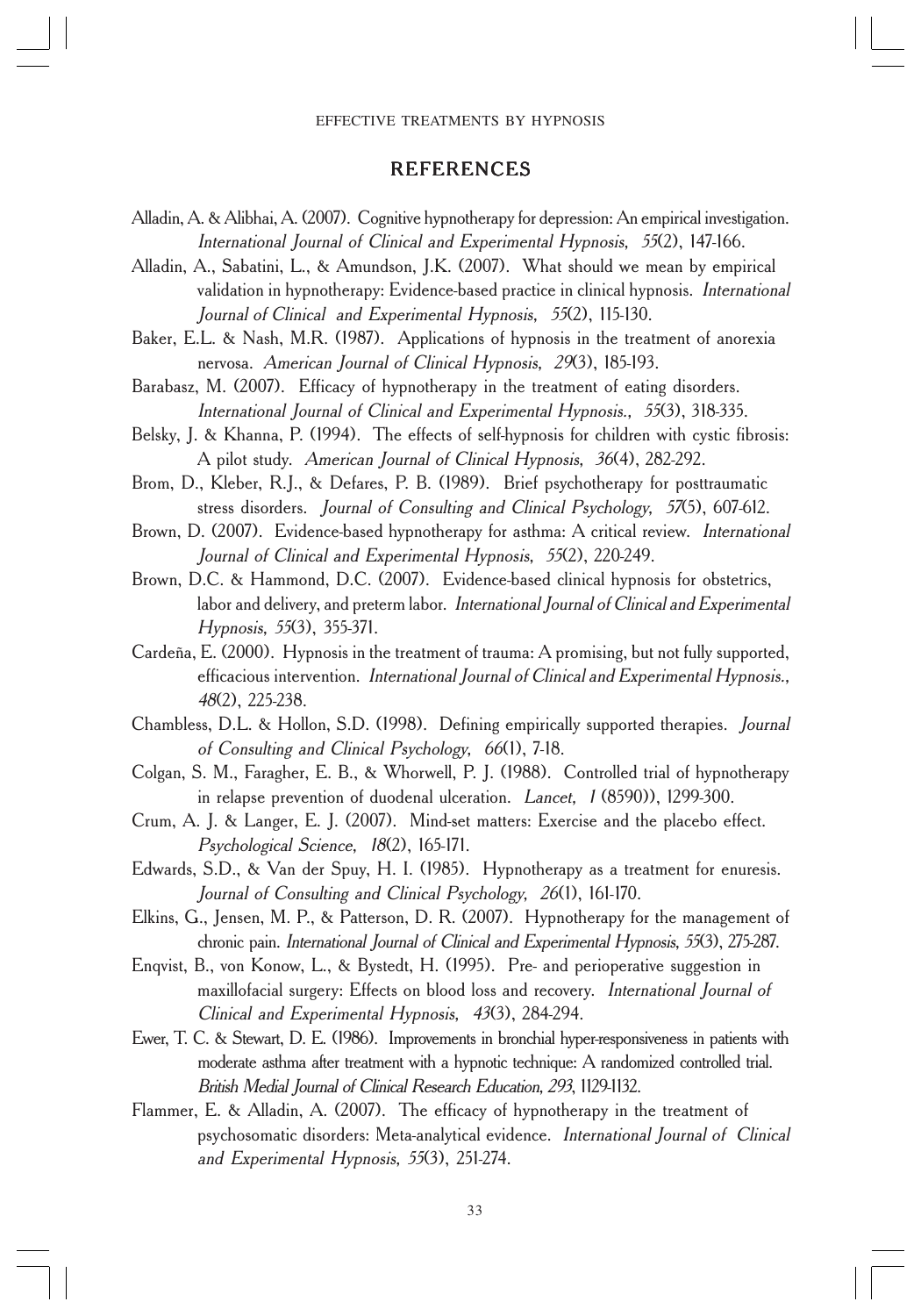## REFERENCES

Alladin, A. & Alibhai, A. (2007). Cognitive hypnotherapy for depression: An empirical investigation. *International Journal of Clinical and Experimental Hypnosis, 55*(2), 147-166.

Alladin, A., Sabatini, L., & Amundson, J.K. (2007). What should we mean by empirical validation in hypnotherapy: Evidence-based practice in clinical hypnosis. *International Journal of Clinical and Experimental Hypnosis, 55*(2), 115-130.

Baker, E.L. & Nash, M.R. (1987). Applications of hypnosis in the treatment of anorexia nervosa. *American Journal of Clinical Hypnosis, 29*(3), 185-193.

Barabasz, M. (2007). Efficacy of hypnotherapy in the treatment of eating disorders. *International Journal of Clinical and Experimental Hypnosis., 55*(3), 318-335.

Belsky, J. & Khanna, P. (1994). The effects of self-hypnosis for children with cystic fibrosis: A pilot study. *American Journal of Clinical Hypnosis, 36*(4), 282-292.

Brom, D., Kleber, R.J., & Defares, P. B. (1989). Brief psychotherapy for posttraumatic stress disorders. *Journal of Consulting and Clinical Psychology, 57*(5), 607-612.

Brown, D. (2007). Evidence-based hypnotherapy for asthma: A critical review. *International Journal of Clinical and Experimental Hypnosis, 55*(2), 220-249.

Brown, D.C. & Hammond, D.C. (2007). Evidence-based clinical hypnosis for obstetrics, labor and delivery, and preterm labor. *International Journal of Clinical and Experimental Hypnosis, 55*(3), 355-371.

Cardeña, E. (2000). Hypnosis in the treatment of trauma: A promising, but not fully supported, efficacious intervention. *International Journal of Clinical and Experimental Hypnosis., 48*(2), 225-238.

Chambless, D.L. & Hollon, S.D. (1998). Defining empirically supported therapies. *Journal of Consulting and Clinical Psychology, 66*(1), 7-18.

Colgan, S. M., Faragher, E. B., & Whorwell, P. J. (1988). Controlled trial of hypnotherapy in relapse prevention of duodenal ulceration. *Lancet, 1* (8590)), 1299-300.

Crum, A. J. & Langer, E. J. (2007). Mind-set matters: Exercise and the placebo effect. *Psychological Science, 18*(2), 165-171.

Edwards, S.D., & Van der Spuy, H. I. (1985). Hypnotherapy as a treatment for enuresis. *Journal of Consulting and Clinical Psychology, 26*(1), 161-170.

Elkins, G., Jensen, M. P., & Patterson, D. R. (2007). Hypnotherapy for the management of chronic pain. *International Journal of Clinical and Experimental Hypnosis, 55*(3), 275-287.

Enqvist, B., von Konow, L., & Bystedt, H. (1995). Pre- and perioperative suggestion in maxillofacial surgery: Effects on blood loss and recovery. *International Journal of Clinical and Experimental Hypnosis, 43*(3), 284-294.

Ewer, T. C. & Stewart, D. E. (1986). Improvements in bronchial hyper-responsiveness in patients with moderate asthma after treatment with a hypnotic technique: A randomized controlled trial. *British Medial Journal of Clinical Research Education, 293*, 1129-1132.

Flammer, E. & Alladin, A. (2007). The efficacy of hypnotherapy in the treatment of psychosomatic disorders: Meta-analytical evidence. *International Journal of Clinical and Experimental Hypnosis, 55*(3), 251-274.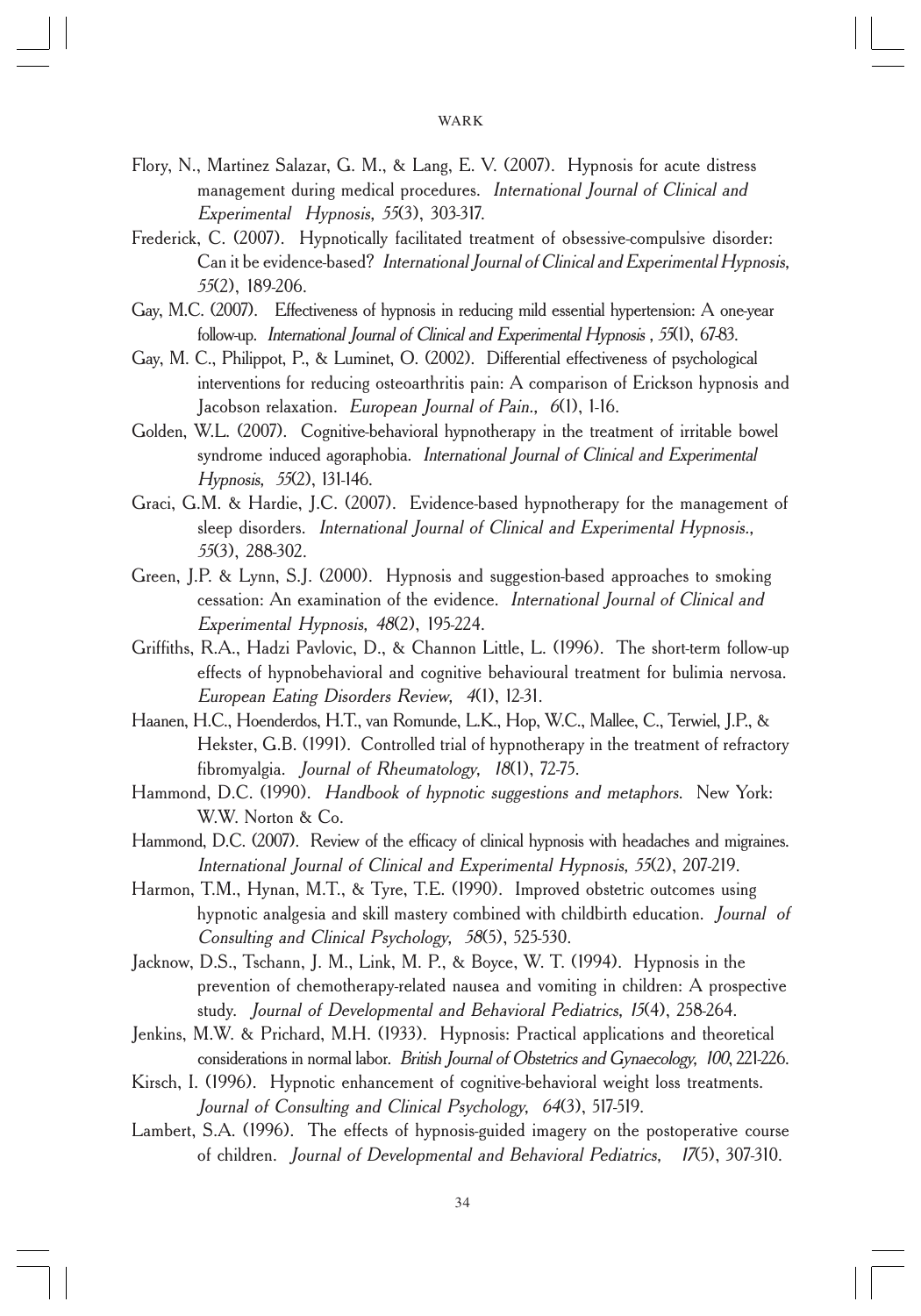Flory, N., Martinez Salazar, G. M., & Lang, E. V. (2007). Hypnosis for acute distress management during medical procedures. *International Journal of Clinical and Experimental Hypnosis, 55*(3), 303-317.

Frederick, C. (2007). Hypnotically facilitated treatment of obsessive-compulsive disorder: Can it be evidence-based? *International Journal of Clinical and Experimental Hypnosis, 55*(2), 189-206.

Gay, M.C. (2007). Effectiveness of hypnosis in reducing mild essential hypertension: A one-year follow-up. *International Journal of Clinical and Experimental Hypnosis , 55*(1), 67-83.

Gay, M. C., Philippot, P., & Luminet, O. (2002). Differential effectiveness of psychological interventions for reducing osteoarthritis pain: A comparison of Erickson hypnosis and Jacobson relaxation. *European Journal of Pain., 6*(1), 1-16.

Golden, W.L. (2007). Cognitive-behavioral hypnotherapy in the treatment of irritable bowel syndrome induced agoraphobia. *International Journal of Clinical and Experimental Hypnosis, 55*(2), 131-146.

Graci, G.M. & Hardie, J.C. (2007). Evidence-based hypnotherapy for the management of sleep disorders. *International Journal of Clinical and Experimental Hypnosis., 55*(3), 288-302.

Green, J.P. & Lynn, S.J. (2000). Hypnosis and suggestion-based approaches to smoking cessation: An examination of the evidence. *International Journal of Clinical and Experimental Hypnosis, 48*(2), 195-224.

Griffiths, R.A., Hadzi Pavlovic, D., & Channon Little, L. (1996). The short-term follow-up effects of hypnobehavioral and cognitive behavioural treatment for bulimia nervosa. *European Eating Disorders Review, 4*(1), 12-31.

Haanen, H.C., Hoenderdos, H.T., van Romunde, L.K., Hop, W.C., Mallee, C., Terwiel, J.P., & Hekster, G.B. (1991). Controlled trial of hypnotherapy in the treatment of refractory fibromyalgia. *Journal of Rheumatology, 18*(1), 72-75.

Hammond, D.C. (1990). *Handbook of hypnotic suggestions and metaphors*. New York: W.W. Norton & Co.

Hammond, D.C. (2007). Review of the efficacy of clinical hypnosis with headaches and migraines. *International Journal of Clinical and Experimental Hypnosis, 55*(2), 207-219.

Harmon, T.M., Hynan, M.T., & Tyre, T.E. (1990). Improved obstetric outcomes using hypnotic analgesia and skill mastery combined with childbirth education. *Journal of Consulting and Clinical Psychology, 58*(5), 525-530.

Jacknow, D.S., Tschann, J. M., Link, M. P., & Boyce, W. T. (1994). Hypnosis in the prevention of chemotherapy-related nausea and vomiting in children: A prospective study. *Journal of Developmental and Behavioral Pediatrics, 15*(4), 258-264.

Jenkins, M.W. & Prichard, M.H. (1933). Hypnosis: Practical applications and theoretical considerations in normal labor. *British Journal of Obstetrics and Gynaecology, 100*, 221-226.

Kirsch, I. (1996). Hypnotic enhancement of cognitive-behavioral weight loss treatments. *Journal of Consulting and Clinical Psychology, 64*(3), 517-519.

Lambert, S.A. (1996). The effects of hypnosis-guided imagery on the postoperative course of children. *Journal of Developmental and Behavioral Pediatrics, 17*(5), 307-310.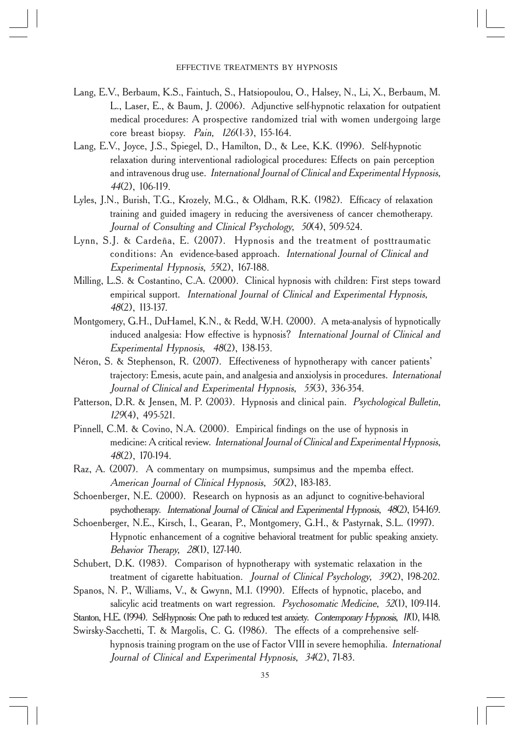Lang, E.V., Berbaum, K.S., Faintuch, S., Hatsiopoulou, O., Halsey, N., Li, X., Berbaum, M. L., Laser, E., & Baum, J. (2006). Adjunctive self-hypnotic relaxation for outpatient medical procedures: A prospective randomized trial with women undergoing large core breast biopsy. *Pain, 126*(1-3), 155-164.

Lang, E.V., Joyce, J.S., Spiegel, D., Hamilton, D., & Lee, K.K. (1996). Self-hypnotic relaxation during interventional radiological procedures: Effects on pain perception and intravenous drug use. *International Journal of Clinical and Experimental Hypnosis, 44*(2), 106-119.

Lyles, J.N., Burish, T.G., Krozely, M.G., & Oldham, R.K. (1982). Efficacy of relaxation training and guided imagery in reducing the aversiveness of cancer chemotherapy. *Journal of Consulting and Clinical Psychology, 50*(4), 509-524.

Lynn, S.J. & Cardeña, E. (2007). Hypnosis and the treatment of posttraumatic conditions: An evidence-based approach. *International Journal of Clinical and Experimental Hypnosis, 55*(2), 167-188.

Milling, L.S. & Costantino, C.A. (2000). Clinical hypnosis with children: First steps toward empirical support. *International Journal of Clinical and Experimental Hypnosis, 48*(2), 113-137.

Montgomery, G.H., DuHamel, K.N., & Redd, W.H. (2000). A meta-analysis of hypnotically induced analgesia: How effective is hypnosis? *International Journal of Clinical and Experimental Hypnosis, 48*(2), 138-153.

Néron, S. & Stephenson, R. (2007). Effectiveness of hypnotherapy with cancer patients' trajectory: Emesis, acute pain, and analgesia and anxiolysis in procedures. *International Journal of Clinical and Experimental Hypnosis, 55*(3), 336-354.

Patterson, D.R. & Jensen, M. P. (2003). Hypnosis and clinical pain. *Psychological Bulletin, 129*(4), 495-521.

Pinnell, C.M. & Covino, N.A. (2000). Empirical findings on the use of hypnosis in medicine: A critical review. *International Journal of Clinical and Experimental Hypnosis, 48*(2), 170-194.

Raz, A. (2007). A commentary on mumpsimus, sumpsimus and the mpemba effect. *American Journal of Clinical Hypnosis, 50*(2), 183-183.

Schoenberger, N.E. (2000). Research on hypnosis as an adjunct to cognitive-behavioral psychotherapy. *International Journal of Clinical and Experimental Hypnosis, 48*(2), 154-169.

Schoenberger, N.E., Kirsch, I., Gearan, P., Montgomery, G.H., & Pastyrnak, S.L. (1997). Hypnotic enhancement of a cognitive behavioral treatment for public speaking anxiety. *Behavior Therapy, 28*(1), 127-140.

Schubert, D.K. (1983). Comparison of hypnotherapy with systematic relaxation in the treatment of cigarette habituation. *Journal of Clinical Psychology, 39*(2), 198-202.

Spanos, N. P., Williams, V., & Gwynn, M.I. (1990). Effects of hypnotic, placebo, and salicylic acid treatments on wart regression. *Psychosomatic Medicine, 52*(1), 109-114.

Stanton, H.E. (1994). Self-hypnosis: One path to reduced test anxiety. *Contemporary Hypnosis, 11*(1), 14-18.

Swirsky-Sacchetti, T. & Margolis, C. G. (1986). The effects of a comprehensive self-hypnosis training program on the use of Factor VIII in severe hemophilia. *International Journal of Clinical and Experimental Hypnosis, 34*(2), 71-83.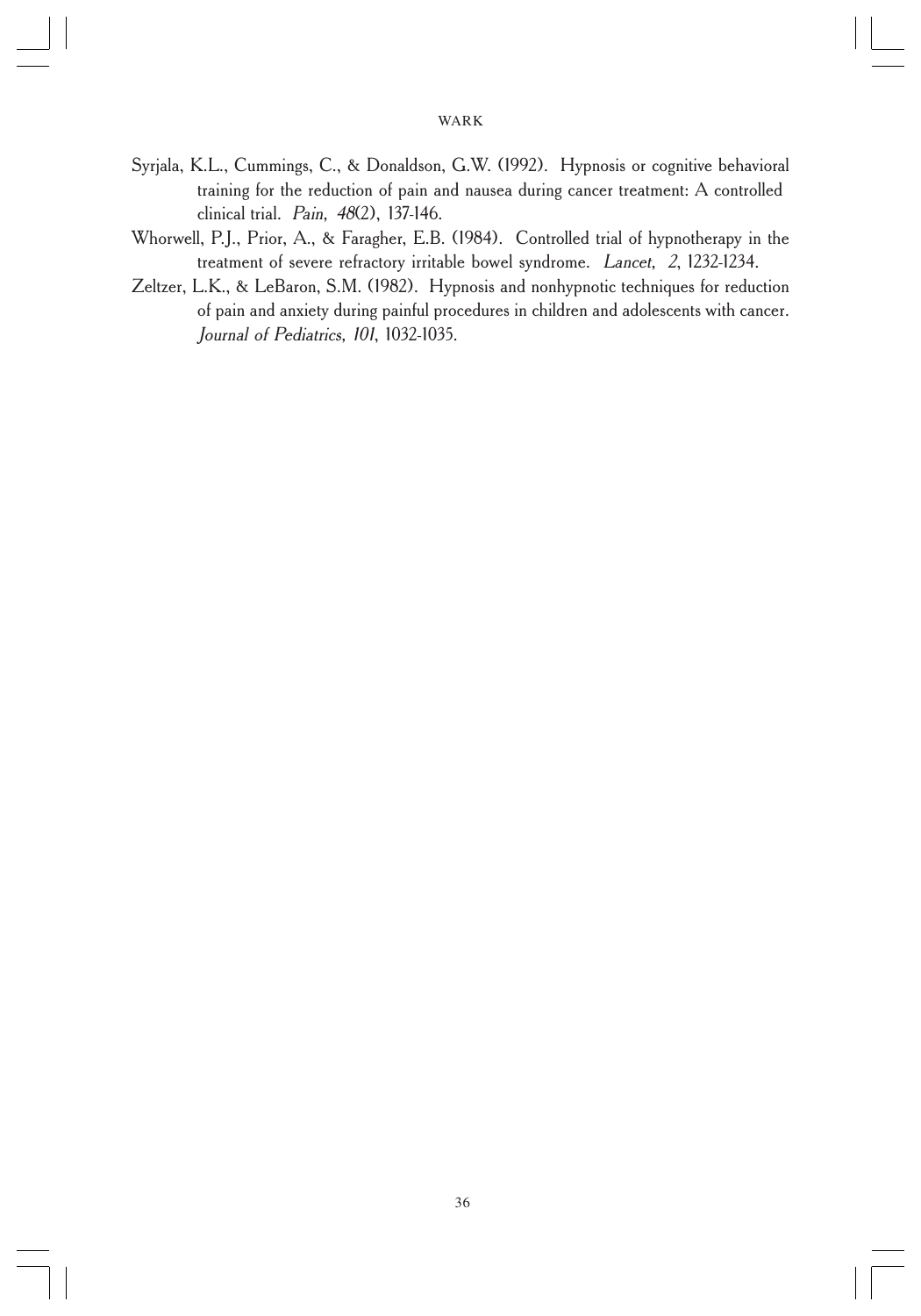Syrjala, K.L., Cummings, C., & Donaldson, G.W. (1992). Hypnosis or cognitive behavioral training for the reduction of pain and nausea during cancer treatment: A controlled clinical trial. *Pain*, *48*(2), 137-146.

Whorwell, P.J., Prior, A., & Faragher, E.B. (1984). Controlled trial of hypnotherapy in the treatment of severe refractory irritable bowel syndrome. *Lancet*, *2*, 1232-1234.

Zeltzer, L.K., & LeBaron, S.M. (1982). Hypnosis and nonhypnotic techniques for reduction of pain and anxiety during painful procedures in children and adolescents with cancer. *Journal of Pediatrics*, *101*, 1032-1035.